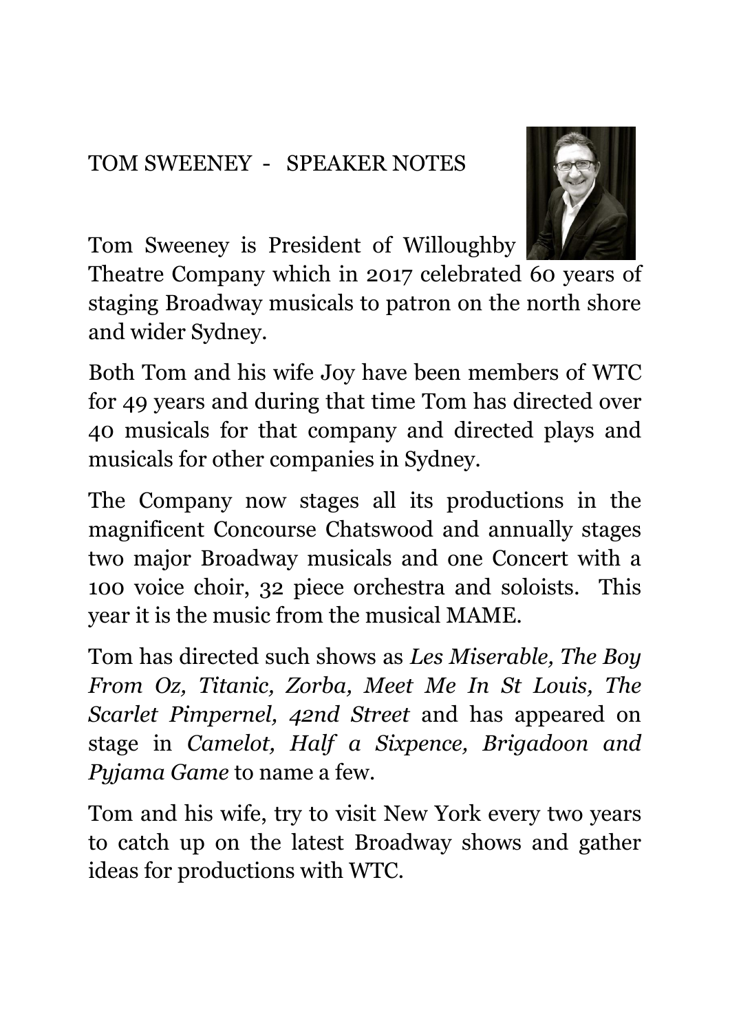TOM SWEENEY - SPEAKER NOTES

Tom Sweeney is President of Willoughby Theatre Company which in 2017 celebrated 60 years of staging Broadway musicals to patron on the north shore and wider Sydney.

Both Tom and his wife Joy have been members of WTC for 49 years and during that time Tom has directed over 40 musicals for that company and directed plays and musicals for other companies in Sydney.

The Company now stages all its productions in the magnificent Concourse Chatswood and annually stages two major Broadway musicals and one Concert with a 100 voice choir, 32 piece orchestra and soloists. This year it is the music from the musical MAME.

Tom has directed such shows as *Les Miserable, The Boy From Oz, Titanic, Zorba, Meet Me In St Louis, The Scarlet Pimpernel, 42nd Street* and has appeared on stage in *Camelot, Half a Sixpence, Brigadoon and Pyjama Game* to name a few.

Tom and his wife, try to visit New York every two years to catch up on the latest Broadway shows and gather ideas for productions with WTC.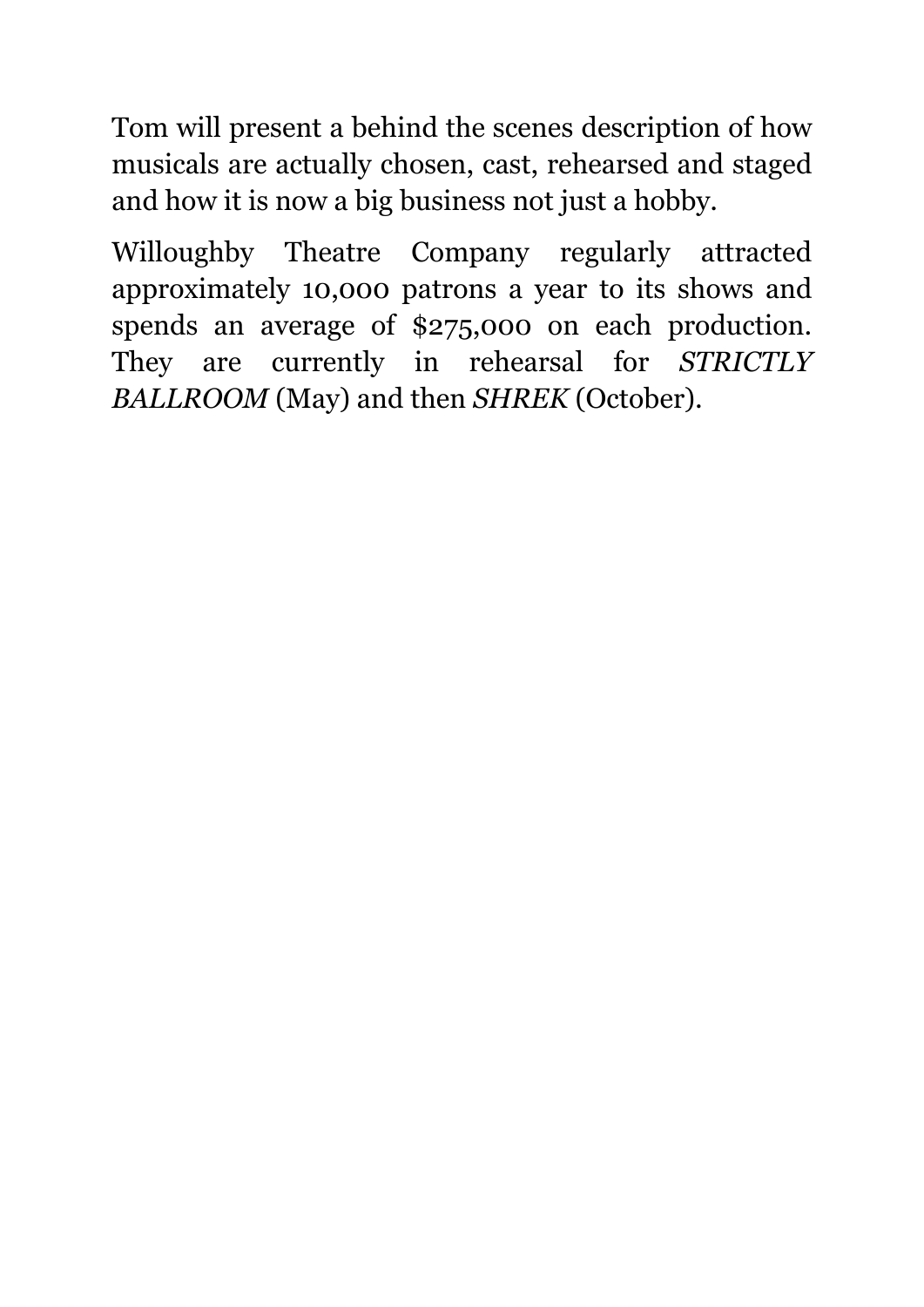Tom will present a behind the scenes description of how musicals are actually chosen, cast, rehearsed and staged and how it is now a big business not just a hobby.

Willoughby Theatre Company regularly attracted approximately 10,000 patrons a year to its shows and spends an average of $275,000 on each production. They are currently in rehearsal for *STRICTLY BALLROOM* (May) and then *SHREK* (October).